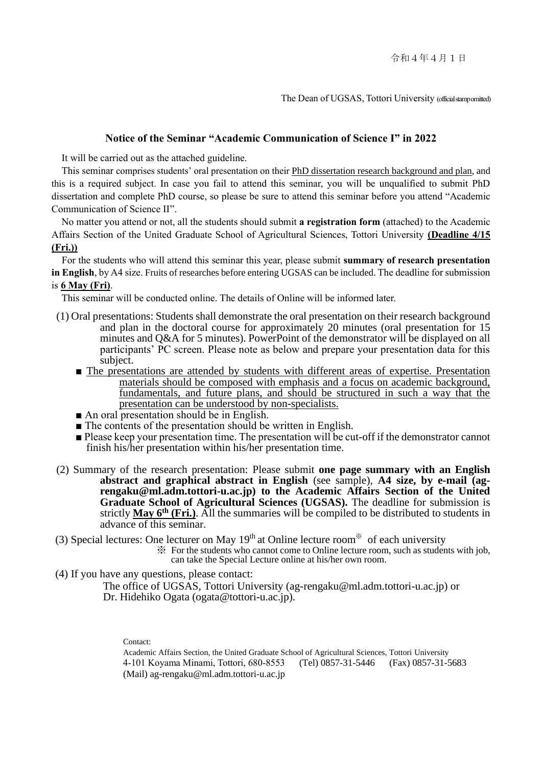令和４年４月１日

The Dean of UGSAS, Tottori University (official stamp omitted)

## Notice of the Seminar "Academic Communication of Science I" in 2022

It will be carried out as the attached guideline.

This seminar comprises students' oral presentation on their PhD dissertation research background and plan, and this is a required subject. In case you fail to attend this seminar, you will be unqualified to submit PhD dissertation and complete PhD course, so please be sure to attend this seminar before you attend "Academic Communication of Science II".

No matter you attend or not, all the students should submit **a registration form** (attached) to the Academic Affairs Section of the United Graduate School of Agricultural Sciences, Tottori University **(Deadline 4/15 (Fri.))**

For the students who will attend this seminar this year, please submit **summary of research presentation in English**, by A4 size. Fruits of researches before entering UGSAS can be included. The deadline for submission is **6 May (Fri)**.

This seminar will be conducted online. The details of Online will be informed later.

(1) Oral presentations: Students shall demonstrate the oral presentation on their research background and plan in the doctoral course for approximately 20 minutes (oral presentation for 15 minutes and Q&A for 5 minutes). PowerPoint of the demonstrator will be displayed on all participants' PC screen. Please note as below and prepare your presentation data for this subject.

- ■ The presentations are attended by students with different areas of expertise. Presentation materials should be composed with emphasis and a focus on academic background, fundamentals, and future plans, and should be structured in such a way that the presentation can be understood by non-specialists.
- ■ An oral presentation should be in English.
- ■ The contents of the presentation should be written in English.
- ■ Please keep your presentation time. The presentation will be cut-off if the demonstrator cannot finish his/her presentation within his/her presentation time.

(2) Summary of the research presentation: Please submit **one page summary with an English abstract and graphical abstract in English** (see sample), **A4 size, by e-mail (ag-rengaku@ml.adm.tottori-u.ac.jp) to the Academic Affairs Section of the United Graduate School of Agricultural Sciences (UGSAS).** The deadline for submission is strictly **May 6th (Fri.)**. All the summaries will be compiled to be distributed to students in advance of this seminar.

(3) Special lectures: One lecturer on May 19th at Online lecture room※ of each university

※ For the students who cannot come to Online lecture room, such as students with job, can take the Special Lecture online at his/her own room.

(4) If you have any questions, please contact:

The office of UGSAS, Tottori University (ag-rengaku@ml.adm.tottori-u.ac.jp) or
Dr. Hidehiko Ogata (ogata@tottori-u.ac.jp).

Contact:
Academic Affairs Section, the United Graduate School of Agricultural Sciences, Tottori University
4-101 Koyama Minami, Tottori, 680-8553 (Tel) 0857-31-5446 (Fax) 0857-31-5683
(Mail) ag-rengaku@ml.adm.tottori-u.ac.jp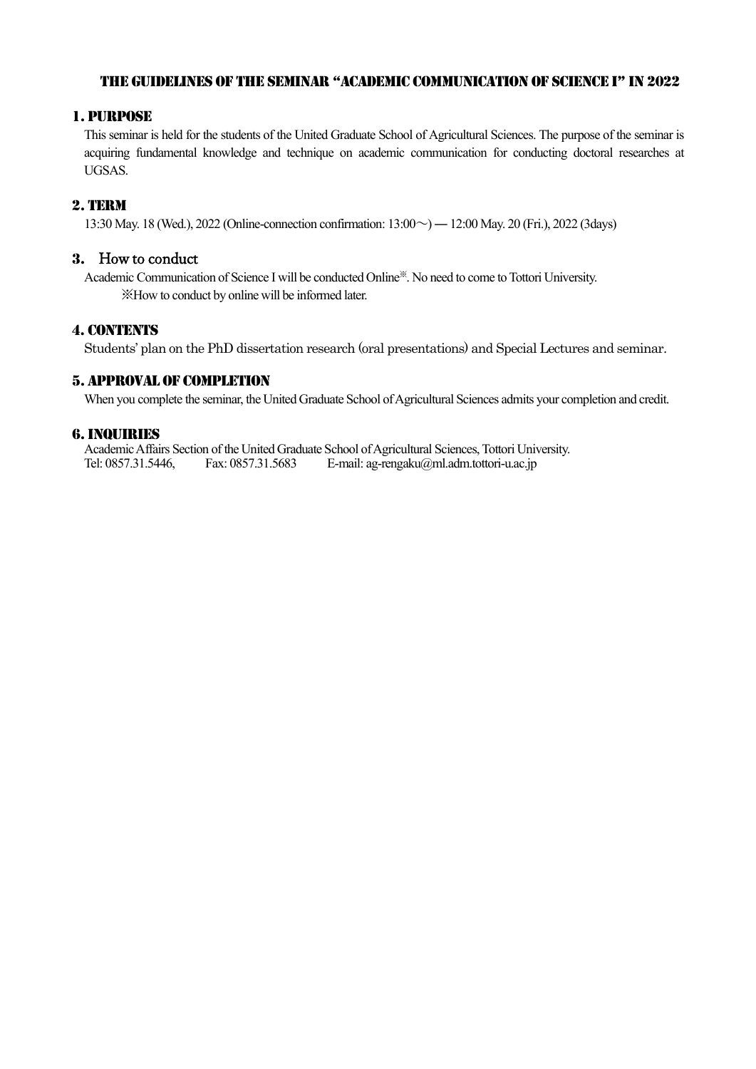# THE GUIDELINES OF THE SEMINAR "ACADEMIC COMMUNICATION OF SCIENCE I" IN 2022

## 1. PURPOSE

This seminar is held for the students of the United Graduate School of Agricultural Sciences. The purpose of the seminar is acquiring fundamental knowledge and technique on academic communication for conducting doctoral researches at UGSAS.

## 2. TERM

13:30 May. 18 (Wed.), 2022 (Online-connection confirmation: 13:00～) ― 12:00 May. 20 (Fri.), 2022 (3days)

## 3. How to conduct

Academic Communication of Science I will be conducted Online※. No need to come to Tottori University.

※How to conduct by online will be informed later.

## 4. CONTENTS

Students' plan on the PhD dissertation research (oral presentations) and Special Lectures and seminar.

## 5. APPROVAL OF COMPLETION

When you complete the seminar, the United Graduate School of Agricultural Sciences admits your completion and credit.

## 6. INQUIRIES

Academic Affairs Section of the United Graduate School of Agricultural Sciences, Tottori University.
Tel: 0857.31.5446, Fax: 0857.31.5683 E-mail: ag-rengaku@ml.adm.tottori-u.ac.jp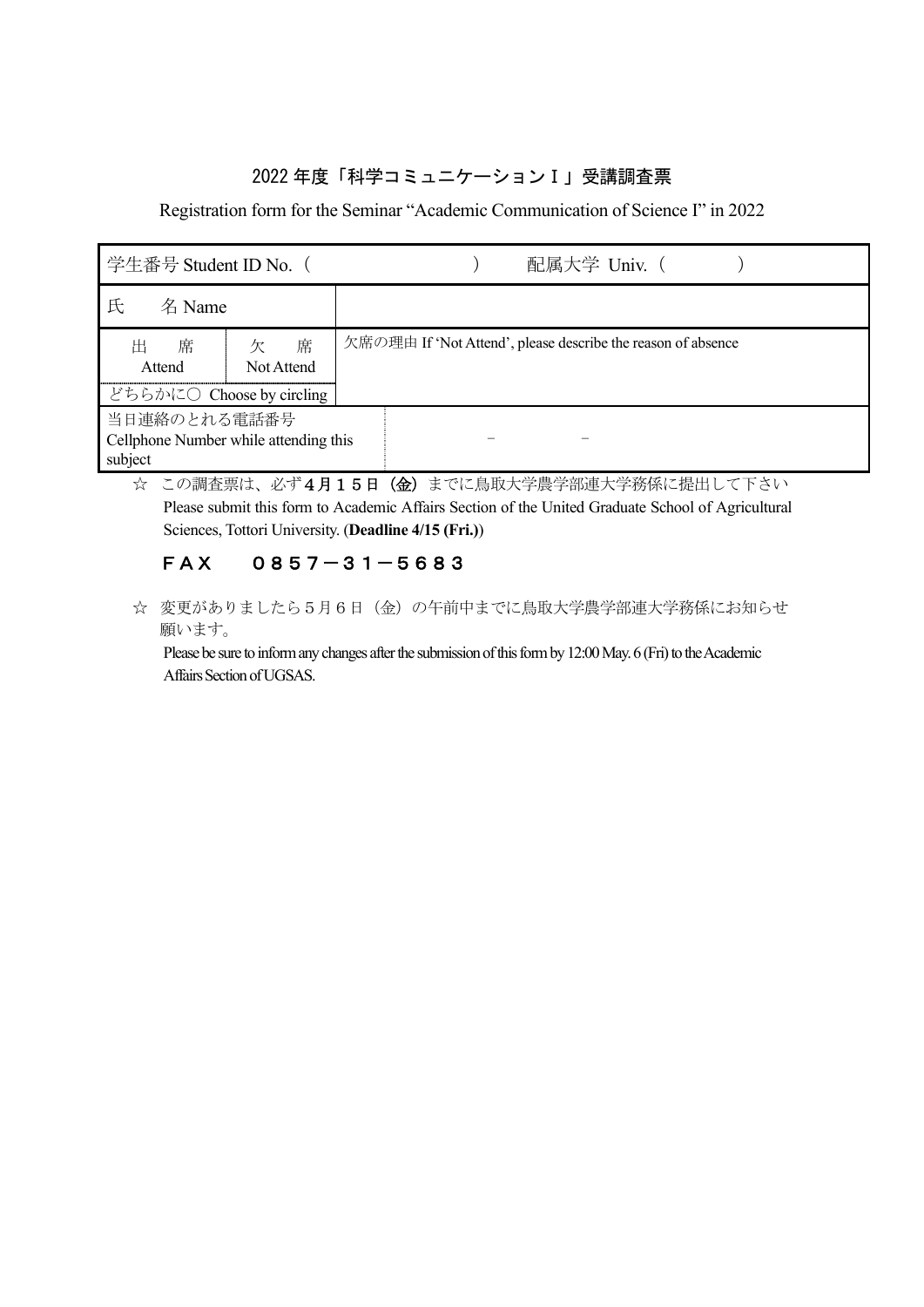# 2022 年度「科学コミュニケーションⅠ」受講調査票

Registration form for the Seminar "Academic Communication of Science I" in 2022

| 学生番号 Student ID No.（　　　　　　　　　　　） | | 配属大学 Univ.（　　　　　） |
|---|---|---|
| 氏　　名 Name | | |
| 出　　席<br>Attend | 欠　　席<br>Not Attend | 欠席の理由 If 'Not Attend', please describe the reason of absence |
| どちらかに○ Choose by circling | | |
| 当日連絡のとれる電話番号<br>Cellphone Number while attending this subject | | －　　　　　－ |

☆ この調査票は、必ず**４月１５日（金）**までに鳥取大学農学部連大学務係に提出して下さい
Please submit this form to Academic Affairs Section of the United Graduate School of Agricultural Sciences, Tottori University. (**Deadline 4/15 (Fri.)**)

**ＦＡＸ　　０８５７－３１－５６８３**

☆ 変更がありましたら５月６日（金）の午前中までに鳥取大学農学部連大学務係にお知らせ願います。
Please be sure to inform any changes after the submission of this form by 12:00 May. 6 (Fri) to the Academic Affairs Section of UGSAS.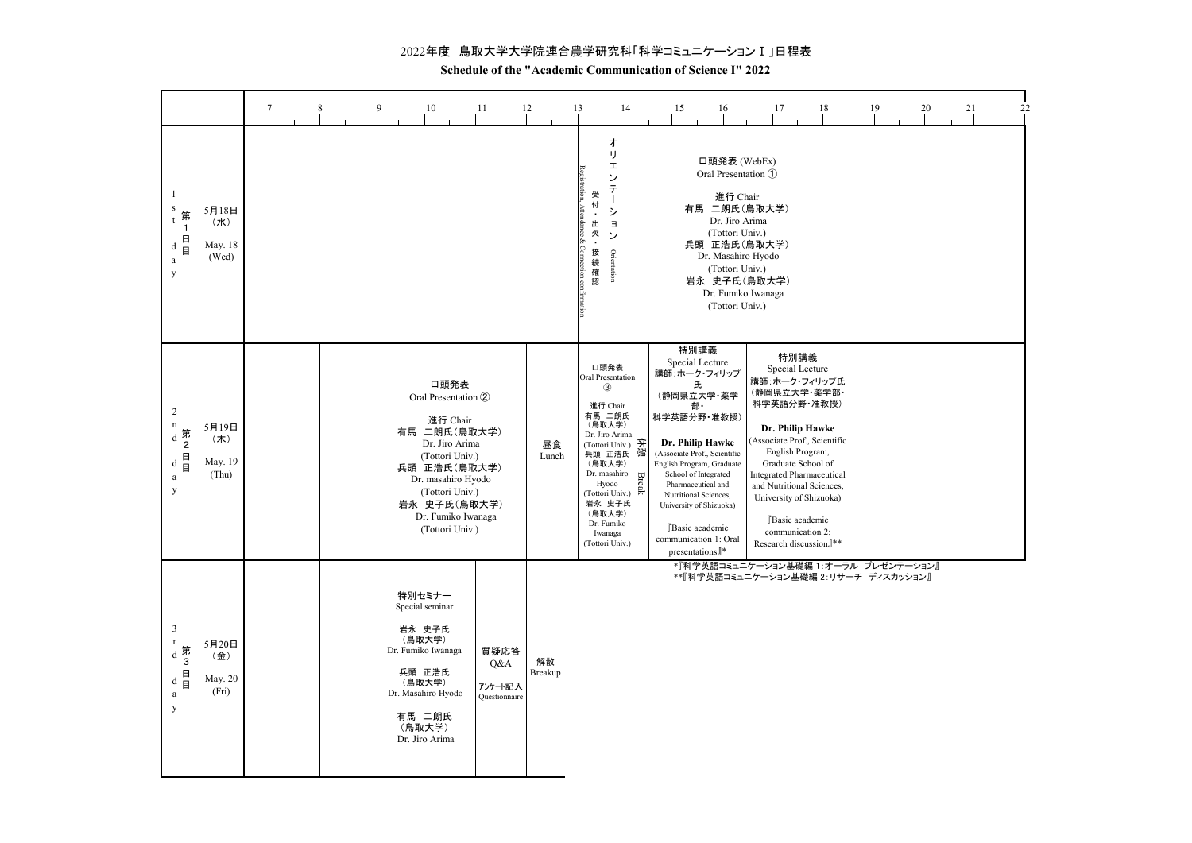# 2022年度　鳥取大学大学院連合農学研究科「科学コミュニケーションⅠ」日程表

**Schedule of the "Academic Communication of Science I" 2022**

| | | 7–9 | 9–12 | 12–13 | 13–14 | 14–15 | 15–17 | 17–19 | 19–22 |
|---|---|---|---|---|---|---|---|---|---|
| 1st day 第1日目 | 5月18日（水） May. 18 (Wed) | | | | 受付・出欠・接続確認 Registration, Attendance & Connection confirmation | オリエンテーション Orientation | 口頭発表 (WebEx) Oral Presentation ① 進行 Chair 有馬　二朗氏（鳥取大学） Dr. Jiro Arima (Tottori Univ.) 兵頭　正浩氏（鳥取大学） Dr. Masahiro Hyodo (Tottori Univ.) 岩永　史子氏（鳥取大学） Dr. Fumiko Iwanaga (Tottori Univ.) | | |
| 2nd day 第2日目 | 5月19日（木） May. 19 (Thu) | | 口頭発表 Oral Presentation ② 進行 Chair 有馬　二朗氏（鳥取大学） Dr. Jiro Arima (Tottori Univ.) 兵頭　正浩氏（鳥取大学） Dr. masahiro Hyodo (Tottori Univ.) 岩永　史子氏（鳥取大学） Dr. Fumiko Iwanaga (Tottori Univ.) | 昼食 Lunch | 口頭発表 Oral Presentation ③ 進行 Chair 有馬　二朗氏（鳥取大学） Dr. Jiro Arima (Tottori Univ.) 兵頭　正浩氏（鳥取大学） Dr. masahiro Hyodo (Tottori Univ.) 岩永　史子氏（鳥取大学） Dr. Fumiko Iwanaga (Tottori Univ.) | 休憩 Break | 特別講義 Special Lecture 講師：ホーク・フィリップ氏（静岡県立大学・薬学部・科学英語分野・准教授） **Dr. Philip Hawke** (Associate Prof., Scientific English Program, Graduate School of Integrated Pharmaceutical and Nutritional Sciences, University of Shizuoka) 『Basic academic communication 1: Oral presentations』* | 特別講義 Special Lecture 講師：ホーク・フィリップ氏（静岡県立大学・薬学部・科学英語分野・准教授） **Dr. Philip Hawke** (Associate Prof., Scientific English Program, Graduate School of Integrated Pharmaceutical and Nutritional Sciences, University of Shizuoka) 『Basic academic communication 2: Research discussion』** | |
| 3rd day 第3日目 | 5月20日（金） May. 20 (Fri) | | 特別セミナー Special seminar 岩永　史子氏（鳥取大学） Dr. Fumiko Iwanaga 兵頭　正浩氏（鳥取大学） Dr. Masahiro Hyodo 有馬　二朗氏（鳥取大学） Dr. Jiro Arima ／ 質疑応答 Q&A アンケート記入 Questionnaire | 解散 Breakup | | | | | |

*『科学英語コミュニケーション基礎編 1：オーラル　プレゼンテーション』

**『科学英語コミュニケーション基礎編 2：リサーチ　ディスカッション』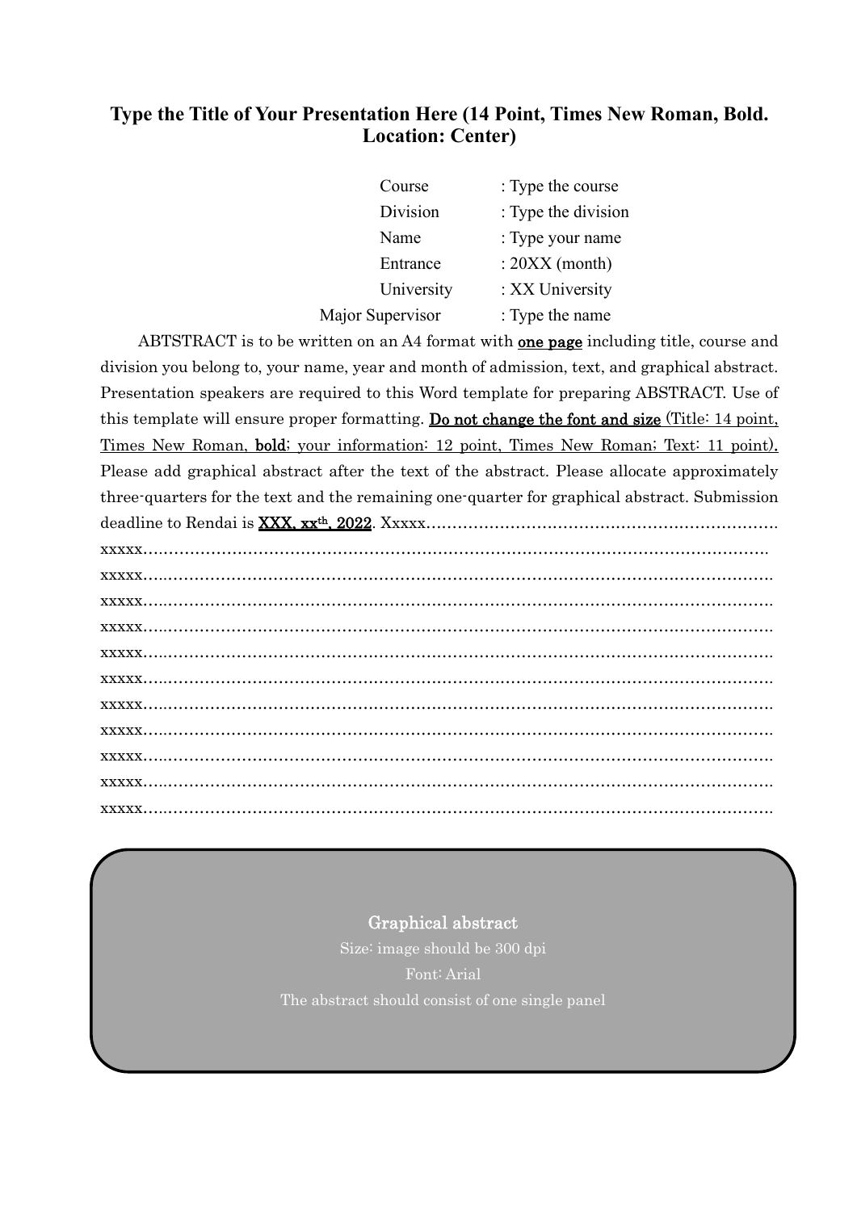**Type the Title of Your Presentation Here (14 Point, Times New Roman, Bold. Location: Center)**

Course : Type the course
Division : Type the division
Name : Type your name
Entrance : 20XX (month)
University : XX University
Major Supervisor : Type the name

ABTSTRACT is to be written on an A4 format with <u>**one page**</u> including title, course and division you belong to, your name, year and month of admission, text, and graphical abstract. Presentation speakers are required to this Word template for preparing ABSTRACT. Use of this template will ensure proper formatting. <u>**Do not change the font and size** (Title: 14 point, Times New Roman, **bold**; your information: 12 point, Times New Roman; Text: 11 point).</u> Please add graphical abstract after the text of the abstract. Please allocate approximately three-quarters for the text and the remaining one-quarter for graphical abstract. Submission deadline to Rendai is <u>**XXX, xx$^{th}$, 2022**</u>. Xxxxx…………………………………………………………
xxxxx…………………………………………………………………………………………………
xxxxx…………………………………………………………………………………………………
xxxxx…………………………………………………………………………………………………
xxxxx…………………………………………………………………………………………………
xxxxx…………………………………………………………………………………………………
xxxxx…………………………………………………………………………………………………
xxxxx…………………………………………………………………………………………………
xxxxx…………………………………………………………………………………………………
xxxxx…………………………………………………………………………………………………
xxxxx…………………………………………………………………………………………………
xxxxx…………………………………………………………………………………………………

Graphical abstract
Size: image should be 300 dpi
Font: Arial
The abstract should consist of one single panel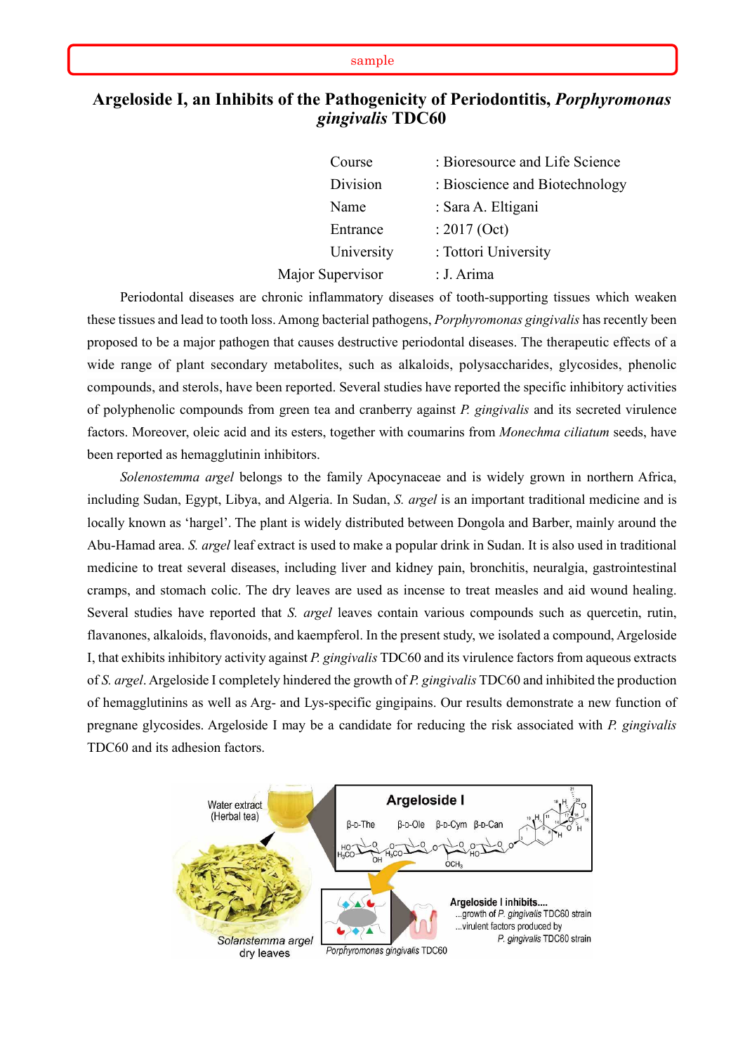sample

# Argeloside I, an Inhibits of the Pathogenicity of Periodontitis, *Porphyromonas gingivalis* TDC60

| | |
|---|---|
| Course | : Bioresource and Life Science |
| Division | : Bioscience and Biotechnology |
| Name | : Sara A. Eltigani |
| Entrance | : 2017 (Oct) |
| University | : Tottori University |
| Major Supervisor | : J. Arima |

Periodontal diseases are chronic inflammatory diseases of tooth-supporting tissues which weaken these tissues and lead to tooth loss. Among bacterial pathogens, *Porphyromonas gingivalis* has recently been proposed to be a major pathogen that causes destructive periodontal diseases. The therapeutic effects of a wide range of plant secondary metabolites, such as alkaloids, polysaccharides, glycosides, phenolic compounds, and sterols, have been reported. Several studies have reported the specific inhibitory activities of polyphenolic compounds from green tea and cranberry against *P. gingivalis* and its secreted virulence factors. Moreover, oleic acid and its esters, together with coumarins from *Monechma ciliatum* seeds, have been reported as hemagglutinin inhibitors.

*Solenostemma argel* belongs to the family Apocynaceae and is widely grown in northern Africa, including Sudan, Egypt, Libya, and Algeria. In Sudan, *S. argel* is an important traditional medicine and is locally known as 'hargel'. The plant is widely distributed between Dongola and Barber, mainly around the Abu-Hamad area. *S. argel* leaf extract is used to make a popular drink in Sudan. It is also used in traditional medicine to treat several diseases, including liver and kidney pain, bronchitis, neuralgia, gastrointestinal cramps, and stomach colic. The dry leaves are used as incense to treat measles and aid wound healing. Several studies have reported that *S. argel* leaves contain various compounds such as quercetin, rutin, flavanones, alkaloids, flavonoids, and kaempferol. In the present study, we isolated a compound, Argeloside I, that exhibits inhibitory activity against *P. gingivalis* TDC60 and its virulence factors from aqueous extracts of *S. argel*. Argeloside I completely hindered the growth of *P. gingivalis* TDC60 and inhibited the production of hemagglutinins as well as Arg- and Lys-specific gingipains. Our results demonstrate a new function of pregnane glycosides. Argeloside I may be a candidate for reducing the risk associated with *P. gingivalis* TDC60 and its adhesion factors.

Water extract
(Herbal tea)

Argeloside I

β-D-The β-D-Ole β-D-Cym β-D-Can

*Solanstemma argel*
dry leaves

*Porphyromonas gingivalis* TDC60

Argeloside I inhibits....
...growth of *P. gingivalis* TDC60 strain
...virulent factors produced by
*P. gingivalis* TDC60 strain